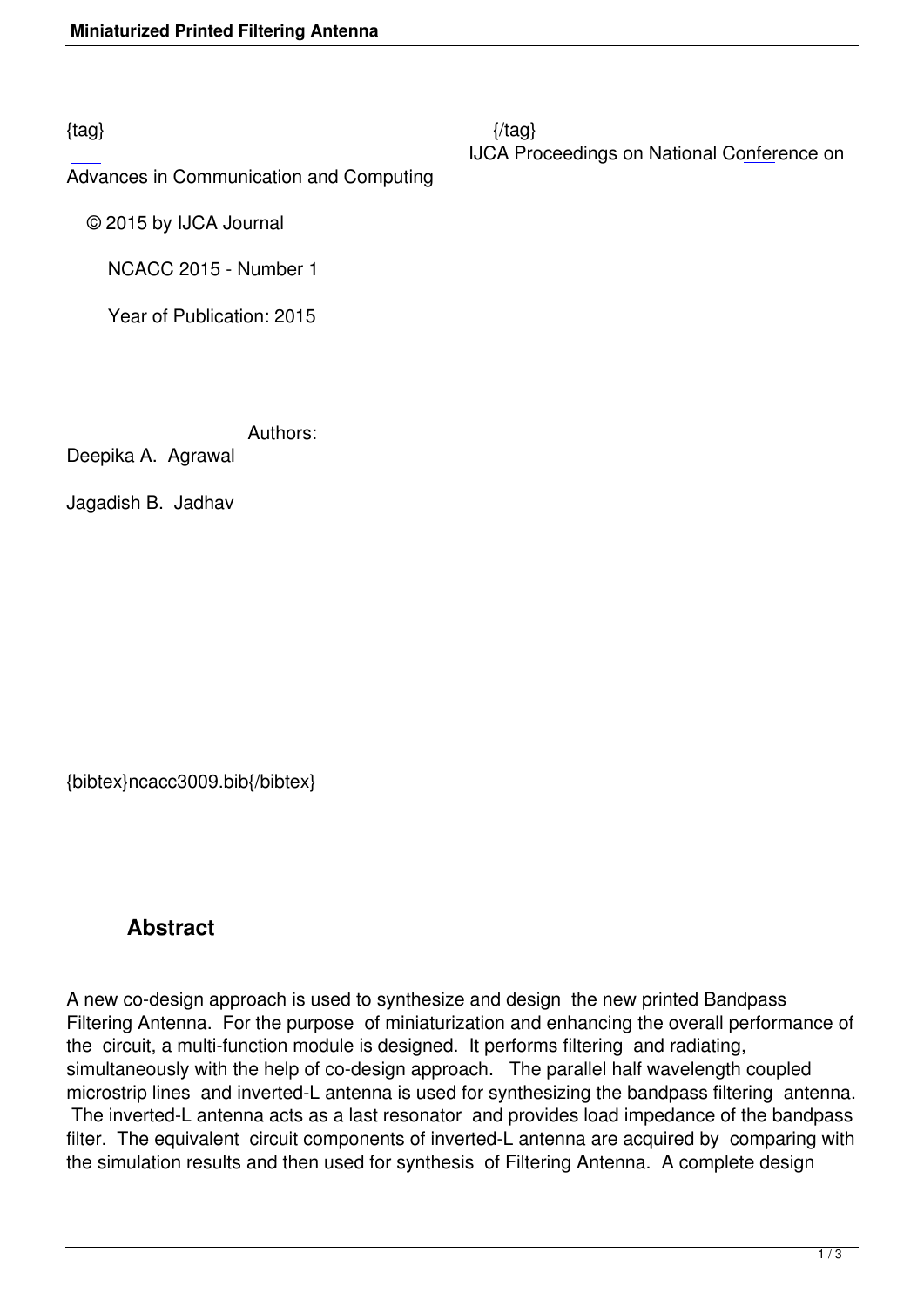{tag} {/tag}

IJCA Proceedings on National Conference on Advances in Communication and Computing

© 2015 by IJCA Journal

NCACC 2015 - Number 1

Year of Publication: 2015

Authors:

Deepika A. Agrawal

Jagadish B. Jadhav

{bibtex}ncacc3009.bib{/bibtex}

## Abstract

A new co-design approach is used to synthesize and design the new printed Bandpass Filtering Antenna. For the purpose of miniaturization and enhancing the overall performance of the circuit, a multi-function module is designed. It performs filtering and radiating, simultaneously with the help of co-design approach. The parallel half wavelength coupled microstrip lines and inverted-L antenna is used for synthesizing the bandpass filtering antenna. The inverted-L antenna acts as a last resonator and provides load impedance of the bandpass filter. The equivalent circuit components of inverted-L antenna are acquired by comparing with the simulation results and then used for synthesis of Filtering Antenna. A complete design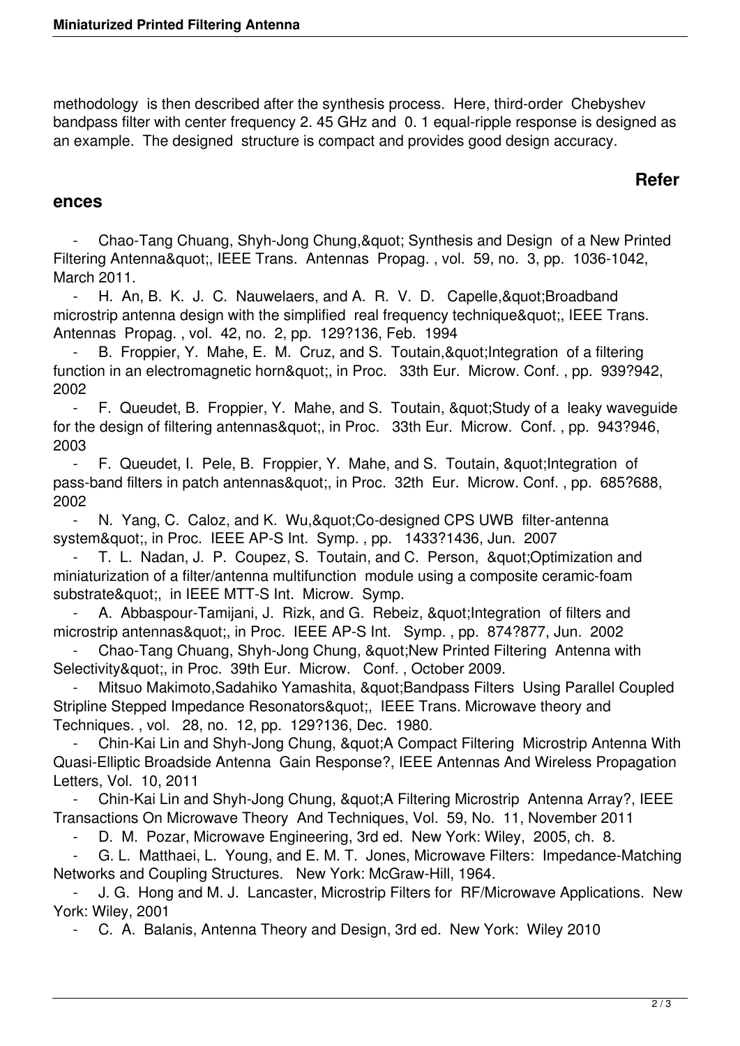methodology is then described after the synthesis process. Here, third-order Chebyshev bandpass filter with center frequency 2. 45 GHz and 0. 1 equal-ripple response is designed as an example. The designed structure is compact and provides good design accuracy.

## References

- Chao-Tang Chuang, Shyh-Jong Chung,&quot; Synthesis and Design of a New Printed Filtering Antenna&quot;, IEEE Trans. Antennas Propag. , vol. 59, no. 3, pp. 1036-1042, March 2011.
- H. An, B. K. J. C. Nauwelaers, and A. R. V. D. Capelle,&quot;Broadband microstrip antenna design with the simplified real frequency technique&quot;, IEEE Trans. Antennas Propag. , vol. 42, no. 2, pp. 129?136, Feb. 1994
- B. Froppier, Y. Mahe, E. M. Cruz, and S. Toutain,&quot;Integration of a filtering function in an electromagnetic horn&quot;, in Proc. 33th Eur. Microw. Conf. , pp. 939?942, 2002
- F. Queudet, B. Froppier, Y. Mahe, and S. Toutain, &quot;Study of a leaky waveguide for the design of filtering antennas&quot;, in Proc. 33th Eur. Microw. Conf. , pp. 943?946, 2003
- F. Queudet, I. Pele, B. Froppier, Y. Mahe, and S. Toutain, &quot;Integration of pass-band filters in patch antennas&quot;, in Proc. 32th Eur. Microw. Conf. , pp. 685?688, 2002
- N. Yang, C. Caloz, and K. Wu,&quot;Co-designed CPS UWB filter-antenna system&quot;, in Proc. IEEE AP-S Int. Symp. , pp. 1433?1436, Jun. 2007
- T. L. Nadan, J. P. Coupez, S. Toutain, and C. Person, &quot;Optimization and miniaturization of a filter/antenna multifunction module using a composite ceramic-foam substrate&quot;, in IEEE MTT-S Int. Microw. Symp.
- A. Abbaspour-Tamijani, J. Rizk, and G. Rebeiz, &quot;Integration of filters and microstrip antennas&quot;, in Proc. IEEE AP-S Int. Symp. , pp. 874?877, Jun. 2002
- Chao-Tang Chuang, Shyh-Jong Chung, &quot;New Printed Filtering Antenna with Selectivity&quot;, in Proc. 39th Eur. Microw. Conf. , October 2009.
- Mitsuo Makimoto,Sadahiko Yamashita, &quot;Bandpass Filters Using Parallel Coupled Stripline Stepped Impedance Resonators&quot;, IEEE Trans. Microwave theory and Techniques. , vol. 28, no. 12, pp. 129?136, Dec. 1980.
- Chin-Kai Lin and Shyh-Jong Chung, &quot;A Compact Filtering Microstrip Antenna With Quasi-Elliptic Broadside Antenna Gain Response?, IEEE Antennas And Wireless Propagation Letters, Vol. 10, 2011
- Chin-Kai Lin and Shyh-Jong Chung, &quot;A Filtering Microstrip Antenna Array?, IEEE Transactions On Microwave Theory And Techniques, Vol. 59, No. 11, November 2011
- D. M. Pozar, Microwave Engineering, 3rd ed. New York: Wiley, 2005, ch. 8.
- G. L. Matthaei, L. Young, and E. M. T. Jones, Microwave Filters: Impedance-Matching Networks and Coupling Structures. New York: McGraw-Hill, 1964.
- J. G. Hong and M. J. Lancaster, Microstrip Filters for RF/Microwave Applications. New York: Wiley, 2001
- C. A. Balanis, Antenna Theory and Design, 3rd ed. New York: Wiley 2010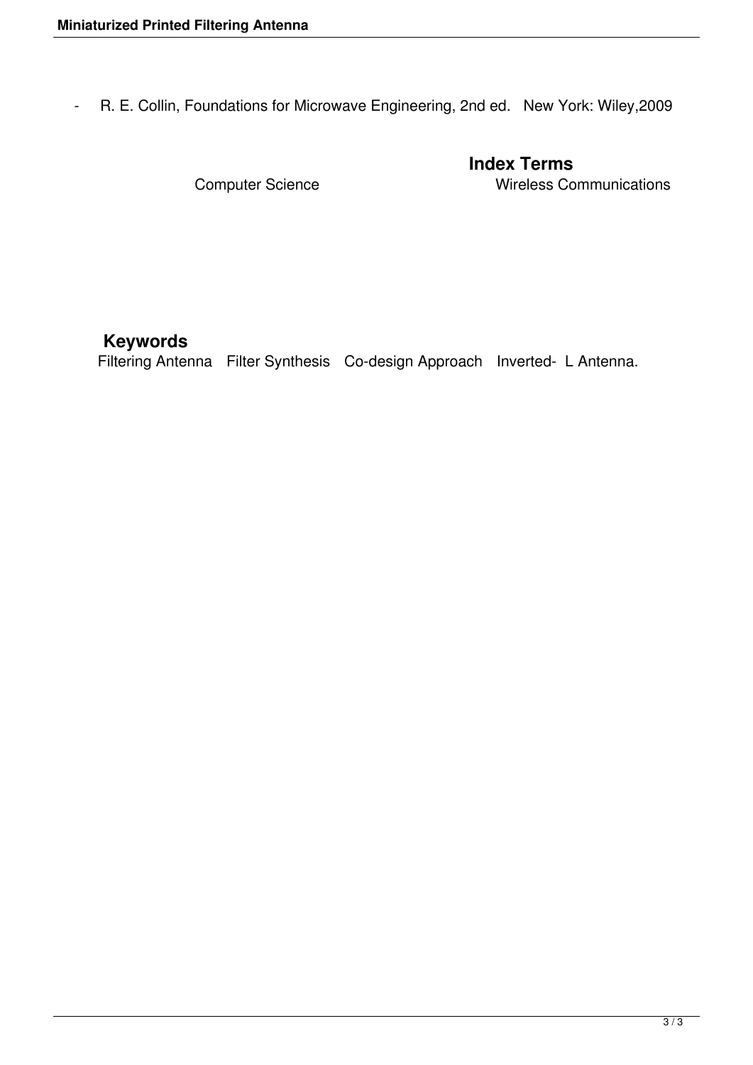- R. E. Collin, Foundations for Microwave Engineering, 2nd ed. New York: Wiley,2009

## Index Terms

Computer Science Wireless Communications

## Keywords

Filtering Antenna Filter Synthesis Co-design Approach Inverted- L Antenna.